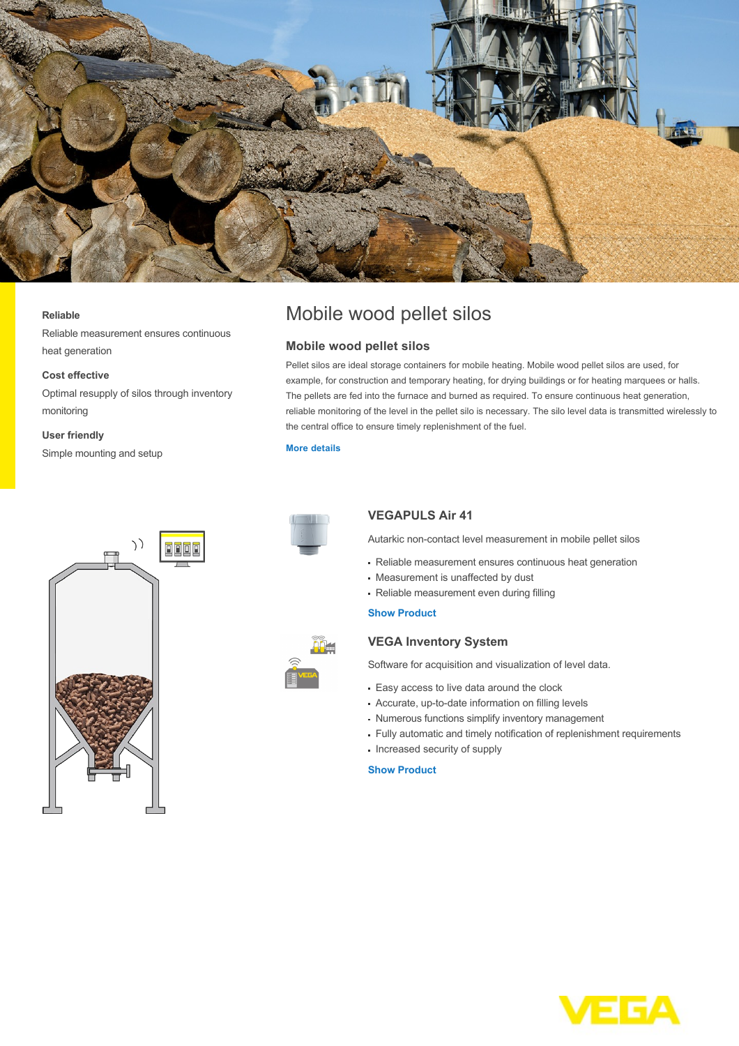**Reliable**

Reliable measurement ensures continuous heat generation

**Cost effective**

Optimal resupply of silos through inventory monitoring

**User friendly**

Simple mounting and setup

# Mobile wood pellet silos

## Mobile wood pellet silos

Pellet silos are ideal storage containers for mobile heating. Mobile wood pellet silos are used, for example, for construction and temporary heating, for drying buildings or for heating marquees or halls. The pellets are fed into the furnace and burned as required. To ensure continuous heat generation, reliable monitoring of the level in the pellet silo is necessary. The silo level data is transmitted wirelessly to the central office to ensure timely replenishment of the fuel.

**More details**

### VEGAPULS Air 41

Autarkic non-contact level measurement in mobile pellet silos

- Reliable measurement ensures continuous heat generation
- Measurement is unaffected by dust
- Reliable measurement even during filling

**Show Product**

### VEGA Inventory System

Software for acquisition and visualization of level data.

- Easy access to live data around the clock
- Accurate, up-to-date information on filling levels
- Numerous functions simplify inventory management
- Fully automatic and timely notification of replenishment requirements
- Increased security of supply

**Show Product**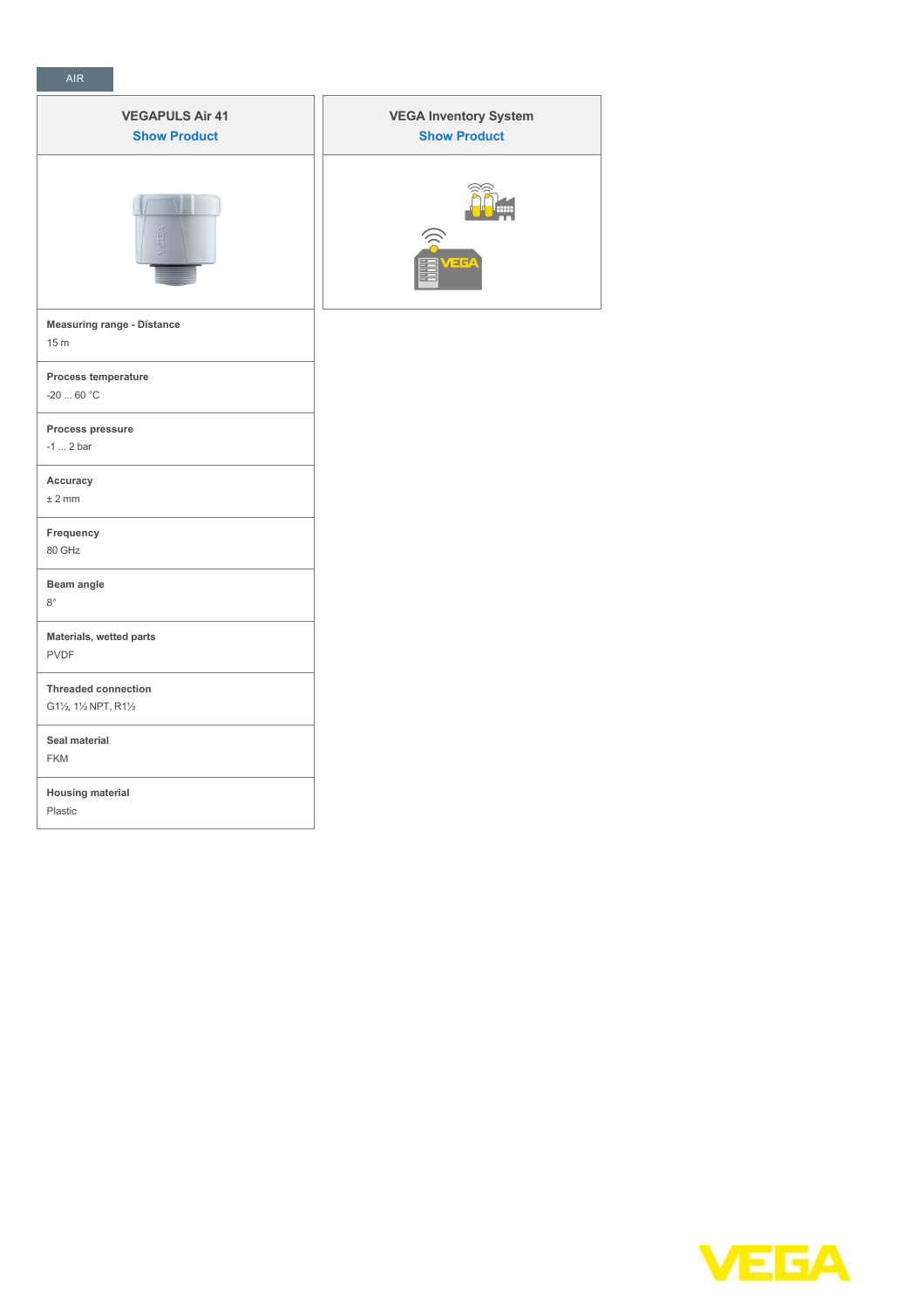AIR

## VEGAPULS Air 41

Show Product

| | |
|---|---|
| **Measuring range - Distance** | 15 m |
| **Process temperature** | -20 ... 60 °C |
| **Process pressure** | -1 ... 2 bar |
| **Accuracy** | ± 2 mm |
| **Frequency** | 80 GHz |
| **Beam angle** | 8° |
| **Materials, wetted parts** | PVDF |
| **Threaded connection** | G1½, 1½ NPT, R1½ |
| **Seal material** | FKM |
| **Housing material** | Plastic |

## VEGA Inventory System

Show Product